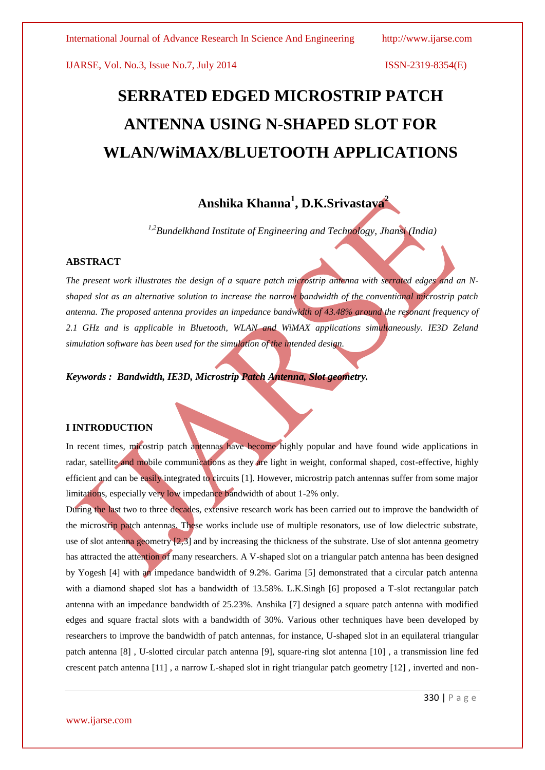# SERRATED EDGED MICROSTRIP PATCH ANTENNA USING N-SHAPED SLOT FOR WLAN/WiMAX/BLUETOOTH APPLICATIONS

**Anshika Khanna[1], D.K.Srivastava[2]**

*[1,2]Bundelkhand Institute of Engineering and Technology, Jhansi (India)*

## ABSTRACT

*The present work illustrates the design of a square patch microstrip antenna with serrated edges and an N-shaped slot as an alternative solution to increase the narrow bandwidth of the conventional microstrip patch antenna. The proposed antenna provides an impedance bandwidth of 43.48% around the resonant frequency of 2.1 GHz and is applicable in Bluetooth, WLAN and WiMAX applications simultaneously. IE3D Zeland simulation software has been used for the simulation of the intended design.*

***Keywords : Bandwidth, IE3D, Microstrip Patch Antenna, Slot geometry.***

## I INTRODUCTION

In recent times, micostrip patch antennas have become highly popular and have found wide applications in radar, satellite and mobile communications as they are light in weight, conformal shaped, cost-effective, highly efficient and can be easily integrated to circuits [1]. However, microstrip patch antennas suffer from some major limitations, especially very low impedance bandwidth of about 1-2% only.

During the last two to three decades, extensive research work has been carried out to improve the bandwidth of the microstrip patch antennas. These works include use of multiple resonators, use of low dielectric substrate, use of slot antenna geometry [2,3] and by increasing the thickness of the substrate. Use of slot antenna geometry has attracted the attention of many researchers. A V-shaped slot on a triangular patch antenna has been designed by Yogesh [4] with an impedance bandwidth of 9.2%. Garima [5] demonstrated that a circular patch antenna with a diamond shaped slot has a bandwidth of 13.58%. L.K.Singh [6] proposed a T-slot rectangular patch antenna with an impedance bandwidth of 25.23%. Anshika [7] designed a square patch antenna with modified edges and square fractal slots with a bandwidth of 30%. Various other techniques have been developed by researchers to improve the bandwidth of patch antennas, for instance, U-shaped slot in an equilateral triangular patch antenna [8] , U-slotted circular patch antenna [9], square-ring slot antenna [10] , a transmission line fed crescent patch antenna [11] , a narrow L-shaped slot in right triangular patch geometry [12] , inverted and non-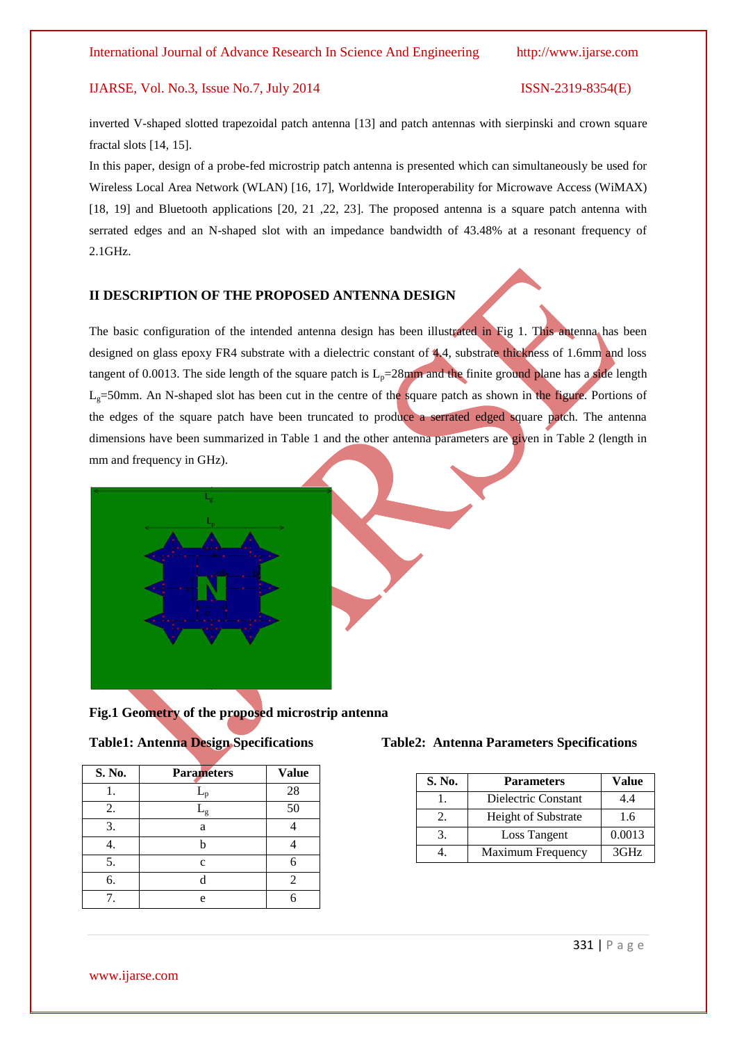inverted V-shaped slotted trapezoidal patch antenna [13] and patch antennas with sierpinski and crown square fractal slots [14, 15].

In this paper, design of a probe-fed microstrip patch antenna is presented which can simultaneously be used for Wireless Local Area Network (WLAN) [16, 17], Worldwide Interoperability for Microwave Access (WiMAX) [18, 19] and Bluetooth applications [20, 21 ,22, 23]. The proposed antenna is a square patch antenna with serrated edges and an N-shaped slot with an impedance bandwidth of 43.48% at a resonant frequency of 2.1GHz.

## II DESCRIPTION OF THE PROPOSED ANTENNA DESIGN

The basic configuration of the intended antenna design has been illustrated in Fig 1. This antenna has been designed on glass epoxy FR4 substrate with a dielectric constant of 4.4, substrate thickness of 1.6mm and loss tangent of 0.0013. The side length of the square patch is $L_p$=28mm and the finite ground plane has a side length $L_g$=50mm. An N-shaped slot has been cut in the centre of the square patch as shown in the figure. Portions of the edges of the square patch have been truncated to produce a serrated edged square patch. The antenna dimensions have been summarized in Table 1 and the other antenna parameters are given in Table 2 (length in mm and frequency in GHz).

**Fig.1 Geometry of the proposed microstrip antenna**

**Table1: Antenna Design Specifications**

| S. No. | Parameters | Value |
|---|---|---|
| 1. | $L_p$ | 28 |
| 2. | $L_g$ | 50 |
| 3. | a | 4 |
| 4. | b | 4 |
| 5. | c | 6 |
| 6. | d | 2 |
| 7. | e | 6 |

**Table2: Antenna Parameters Specifications**

| S. No. | Parameters | Value |
|---|---|---|
| 1. | Dielectric Constant | 4.4 |
| 2. | Height of Substrate | 1.6 |
| 3. | Loss Tangent | 0.0013 |
| 4. | Maximum Frequency | 3GHz |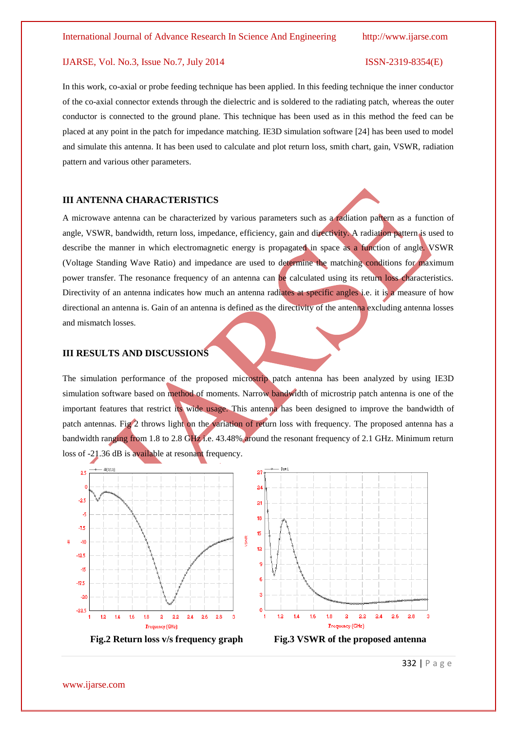In this work, co-axial or probe feeding technique has been applied. In this feeding technique the inner conductor of the co-axial connector extends through the dielectric and is soldered to the radiating patch, whereas the outer conductor is connected to the ground plane. This technique has been used as in this method the feed can be placed at any point in the patch for impedance matching. IE3D simulation software [24] has been used to model and simulate this antenna. It has been used to calculate and plot return loss, smith chart, gain, VSWR, radiation pattern and various other parameters.

## III ANTENNA CHARACTERISTICS

A microwave antenna can be characterized by various parameters such as a radiation pattern as a function of angle, VSWR, bandwidth, return loss, impedance, efficiency, gain and directivity. A radiation pattern is used to describe the manner in which electromagnetic energy is propagated in space as a function of angle. VSWR (Voltage Standing Wave Ratio) and impedance are used to determine the matching conditions for maximum power transfer. The resonance frequency of an antenna can be calculated using its return loss characteristics. Directivity of an antenna indicates how much an antenna radiates at specific angles i.e. it is a measure of how directional an antenna is. Gain of an antenna is defined as the directivity of the antenna excluding antenna losses and mismatch losses.

## III RESULTS AND DISCUSSIONS

The simulation performance of the proposed microstrip patch antenna has been analyzed by using IE3D simulation software based on method of moments. Narrow bandwidth of microstrip patch antenna is one of the important features that restrict its wide usage. This antenna has been designed to improve the bandwidth of patch antennas. Fig 2 throws light on the variation of return loss with frequency. The proposed antenna has a bandwidth ranging from 1.8 to 2.8 GHz i.e. 43.48% around the resonant frequency of 2.1 GHz. Minimum return loss of -21.36 dB is available at resonant frequency.

**Fig.2 Return loss v/s frequency graph**

**Fig.3 VSWR of the proposed antenna**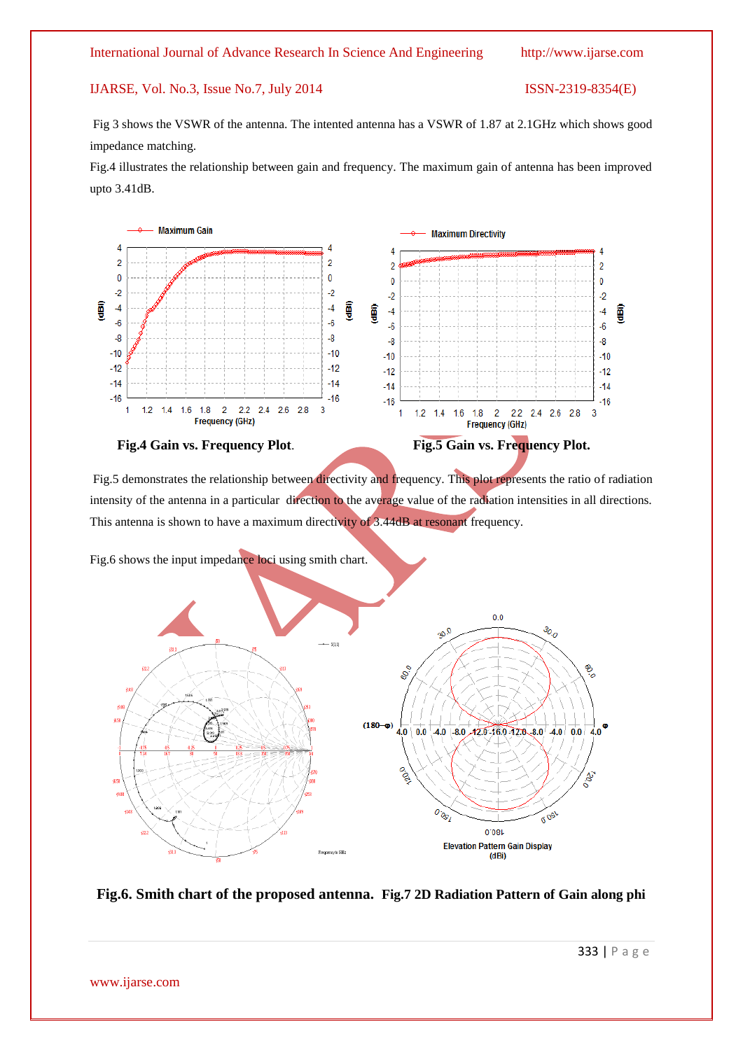Fig 3 shows the VSWR of the antenna. The intented antenna has a VSWR of 1.87 at 2.1GHz which shows good impedance matching.

Fig.4 illustrates the relationship between gain and frequency. The maximum gain of antenna has been improved upto 3.41dB.

**Fig.4 Gain vs. Frequency Plot.**

**Fig.5 Gain vs. Frequency Plot.**

Fig.5 demonstrates the relationship between directivity and frequency. This plot represents the ratio of radiation intensity of the antenna in a particular direction to the average value of the radiation intensities in all directions. This antenna is shown to have a maximum directivity of 3.44dB at resonant frequency.

Fig.6 shows the input impedance loci using smith chart.

**Fig.6. Smith chart of the proposed antenna.**

**Fig.7 2D Radiation Pattern of Gain along phi**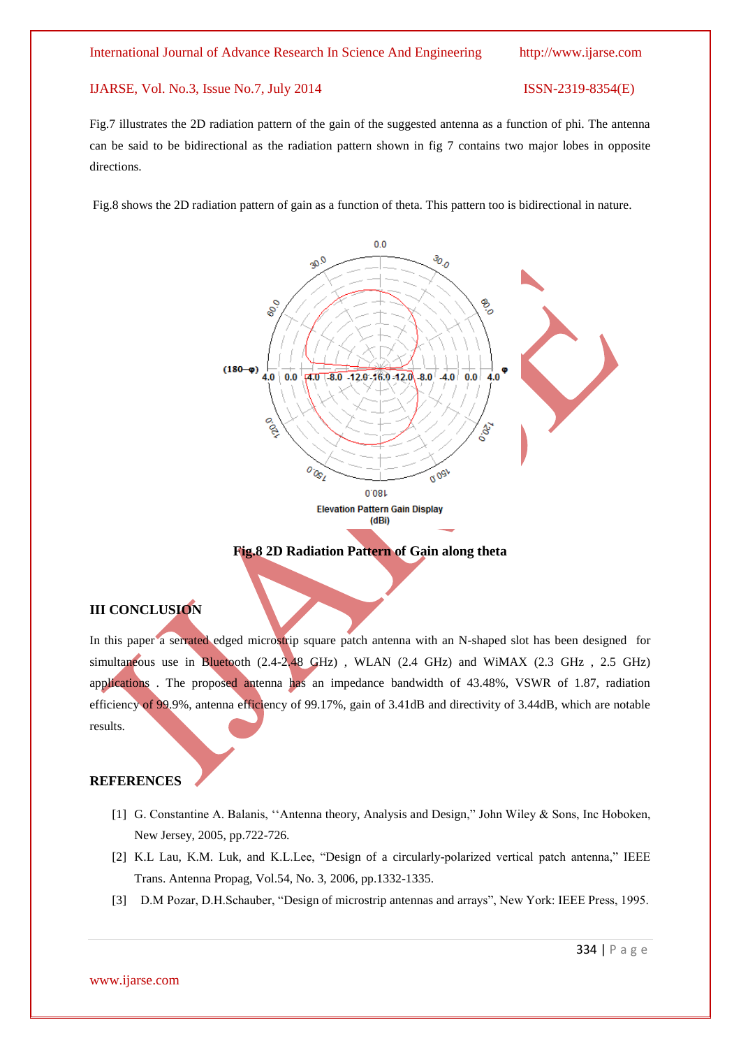Fig.7 illustrates the 2D radiation pattern of the gain of the suggested antenna as a function of phi. The antenna can be said to be bidirectional as the radiation pattern shown in fig 7 contains two major lobes in opposite directions.

Fig.8 shows the 2D radiation pattern of gain as a function of theta. This pattern too is bidirectional in nature.

**Fig.8 2D Radiation Pattern of Gain along theta**

## III CONCLUSION

In this paper a serrated edged microstrip square patch antenna with an N-shaped slot has been designed for simultaneous use in Bluetooth (2.4-2.48 GHz) , WLAN (2.4 GHz) and WiMAX (2.3 GHz , 2.5 GHz) applications . The proposed antenna has an impedance bandwidth of 43.48%, VSWR of 1.87, radiation efficiency of 99.9%, antenna efficiency of 99.17%, gain of 3.41dB and directivity of 3.44dB, which are notable results.

## REFERENCES

[1] G. Constantine A. Balanis, ''Antenna theory, Analysis and Design," John Wiley & Sons, Inc Hoboken, New Jersey, 2005, pp.722-726.

[2] K.L Lau, K.M. Luk, and K.L.Lee, "Design of a circularly-polarized vertical patch antenna," IEEE Trans. Antenna Propag, Vol.54, No. 3, 2006, pp.1332-1335.

[3] D.M Pozar, D.H.Schauber, "Design of microstrip antennas and arrays", New York: IEEE Press, 1995.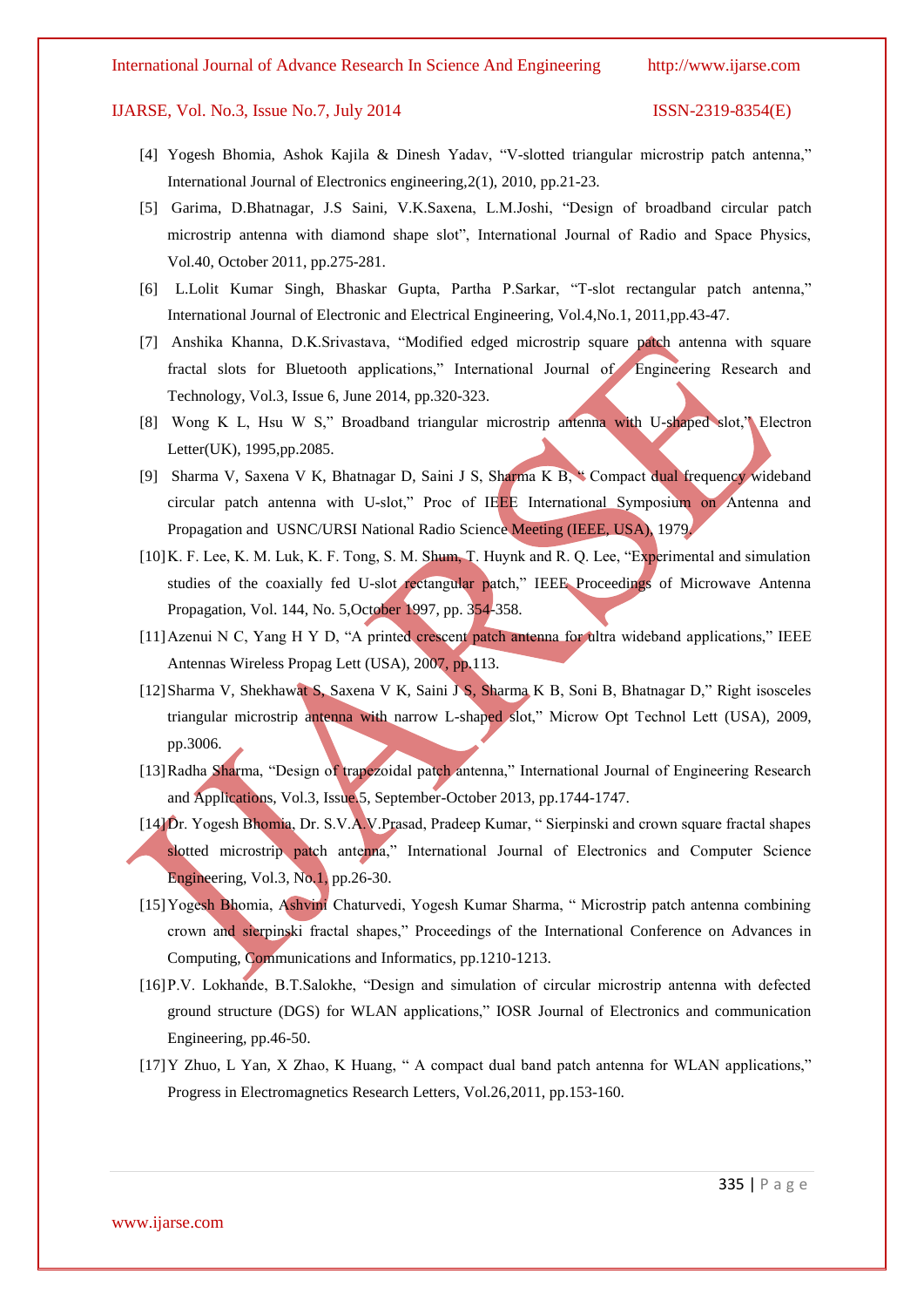[4] Yogesh Bhomia, Ashok Kajila & Dinesh Yadav, "V-slotted triangular microstrip patch antenna," International Journal of Electronics engineering,2(1), 2010, pp.21-23.

[5] Garima, D.Bhatnagar, J.S Saini, V.K.Saxena, L.M.Joshi, "Design of broadband circular patch microstrip antenna with diamond shape slot", International Journal of Radio and Space Physics, Vol.40, October 2011, pp.275-281.

[6] L.Lolit Kumar Singh, Bhaskar Gupta, Partha P.Sarkar, "T-slot rectangular patch antenna," International Journal of Electronic and Electrical Engineering, Vol.4,No.1, 2011,pp.43-47.

[7] Anshika Khanna, D.K.Srivastava, "Modified edged microstrip square patch antenna with square fractal slots for Bluetooth applications," International Journal of Engineering Research and Technology, Vol.3, Issue 6, June 2014, pp.320-323.

[8] Wong K L, Hsu W S," Broadband triangular microstrip antenna with U-shaped slot," Electron Letter(UK), 1995,pp.2085.

[9] Sharma V, Saxena V K, Bhatnagar D, Saini J S, Sharma K B, " Compact dual frequency wideband circular patch antenna with U-slot," Proc of IEEE International Symposium on Antenna and Propagation and USNC/URSI National Radio Science Meeting (IEEE, USA), 1979.

[10] K. F. Lee, K. M. Luk, K. F. Tong, S. M. Shum, T. Huynk and R. Q. Lee, "Experimental and simulation studies of the coaxially fed U-slot rectangular patch," IEEE Proceedings of Microwave Antenna Propagation, Vol. 144, No. 5,October 1997, pp. 354-358.

[11] Azenui N C, Yang H Y D, "A printed crescent patch antenna for ultra wideband applications," IEEE Antennas Wireless Propag Lett (USA), 2007, pp.113.

[12] Sharma V, Shekhawat S, Saxena V K, Saini J S, Sharma K B, Soni B, Bhatnagar D," Right isosceles triangular microstrip antenna with narrow L-shaped slot," Microw Opt Technol Lett (USA), 2009, pp.3006.

[13] Radha Sharma, "Design of trapezoidal patch antenna," International Journal of Engineering Research and Applications, Vol.3, Issue.5, September-October 2013, pp.1744-1747.

[14] Dr. Yogesh Bhomia, Dr. S.V.A.V.Prasad, Pradeep Kumar, " Sierpinski and crown square fractal shapes slotted microstrip patch antenna," International Journal of Electronics and Computer Science Engineering, Vol.3, No.1, pp.26-30.

[15] Yogesh Bhomia, Ashvini Chaturvedi, Yogesh Kumar Sharma, " Microstrip patch antenna combining crown and sierpinski fractal shapes," Proceedings of the International Conference on Advances in Computing, Communications and Informatics, pp.1210-1213.

[16] P.V. Lokhande, B.T.Salokhe, "Design and simulation of circular microstrip antenna with defected ground structure (DGS) for WLAN applications," IOSR Journal of Electronics and communication Engineering, pp.46-50.

[17] Y Zhuo, L Yan, X Zhao, K Huang, " A compact dual band patch antenna for WLAN applications," Progress in Electromagnetics Research Letters, Vol.26,2011, pp.153-160.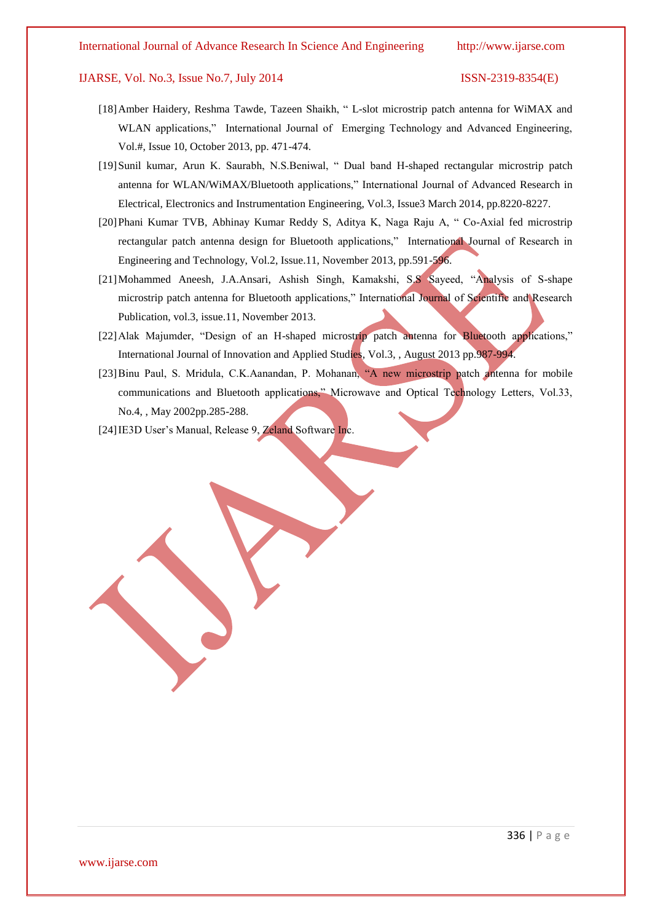[18] Amber Haidery, Reshma Tawde, Tazeen Shaikh, " L-slot microstrip patch antenna for WiMAX and WLAN applications," International Journal of Emerging Technology and Advanced Engineering, Vol.#, Issue 10, October 2013, pp. 471-474.

[19] Sunil kumar, Arun K. Saurabh, N.S.Beniwal, " Dual band H-shaped rectangular microstrip patch antenna for WLAN/WiMAX/Bluetooth applications," International Journal of Advanced Research in Electrical, Electronics and Instrumentation Engineering, Vol.3, Issue3 March 2014, pp.8220-8227.

[20] Phani Kumar TVB, Abhinay Kumar Reddy S, Aditya K, Naga Raju A, " Co-Axial fed microstrip rectangular patch antenna design for Bluetooth applications," International Journal of Research in Engineering and Technology, Vol.2, Issue.11, November 2013, pp.591-596.

[21] Mohammed Aneesh, J.A.Ansari, Ashish Singh, Kamakshi, S.S Sayeed, "Analysis of S-shape microstrip patch antenna for Bluetooth applications," International Journal of Scientific and Research Publication, vol.3, issue.11, November 2013.

[22] Alak Majumder, "Design of an H-shaped microstrip patch antenna for Bluetooth applications," International Journal of Innovation and Applied Studies, Vol.3, , August 2013 pp.987-994.

[23] Binu Paul, S. Mridula, C.K.Aanandan, P. Mohanan, "A new microstrip patch antenna for mobile communications and Bluetooth applications," Microwave and Optical Technology Letters, Vol.33, No.4, , May 2002pp.285-288.

[24] IE3D User's Manual, Release 9, Zeland Software Inc.